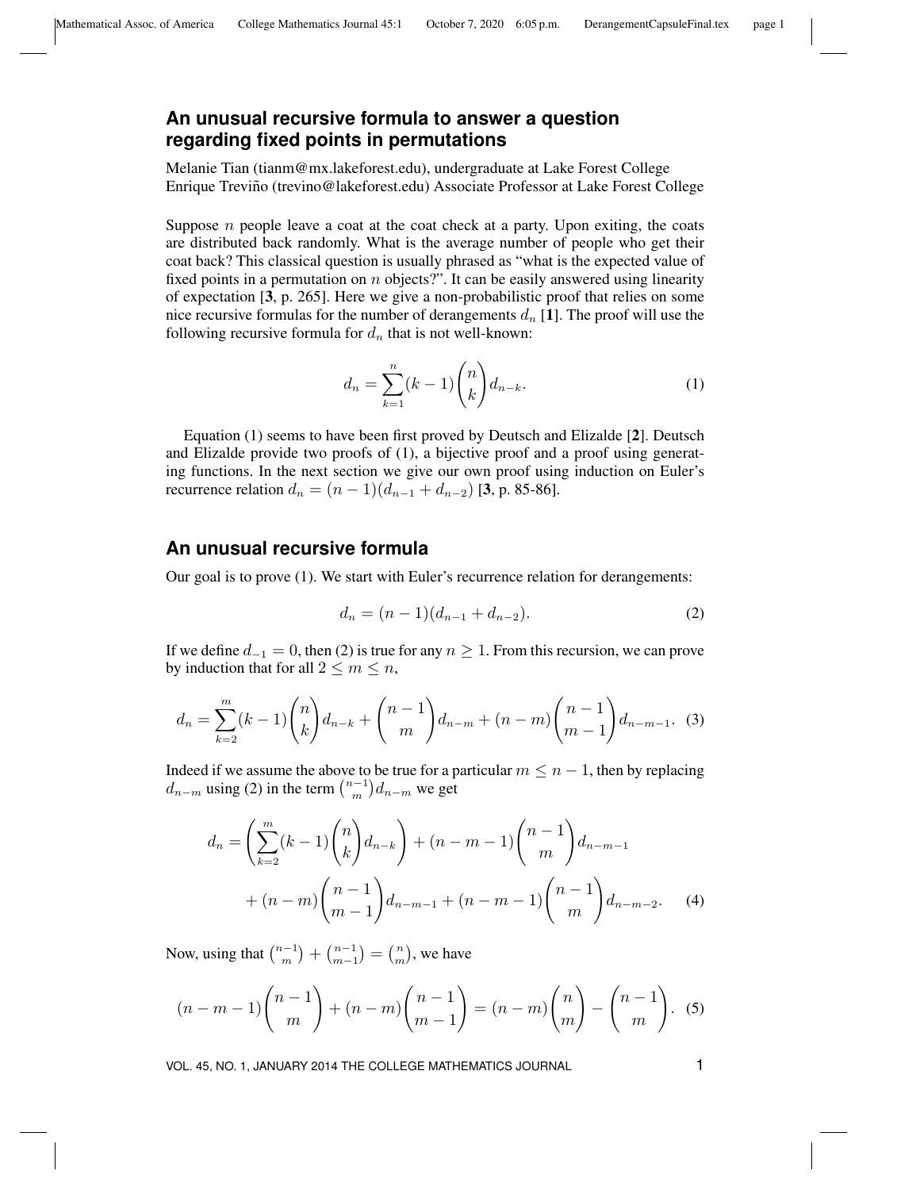# An unusual recursive formula to answer a question regarding fixed points in permutations

Melanie Tian (tianm@mx.lakeforest.edu), undergraduate at Lake Forest College
Enrique Treviño (trevino@lakeforest.edu) Associate Professor at Lake Forest College

Suppose $n$ people leave a coat at the coat check at a party. Upon exiting, the coats are distributed back randomly. What is the average number of people who get their coat back? This classical question is usually phrased as "what is the expected value of fixed points in a permutation on $n$ objects?". It can be easily answered using linearity of expectation [**3**, p. 265]. Here we give a non-probabilistic proof that relies on some nice recursive formulas for the number of derangements $d_n$ [**1**]. The proof will use the following recursive formula for $d_n$ that is not well-known:

$$d_n = \sum_{k=1}^{n} (k-1)\binom{n}{k} d_{n-k}. \tag{1}$$

Equation (1) seems to have been first proved by Deutsch and Elizalde [**2**]. Deutsch and Elizalde provide two proofs of (1), a bijective proof and a proof using generating functions. In the next section we give our own proof using induction on Euler's recurrence relation $d_n = (n-1)(d_{n-1} + d_{n-2})$ [**3**, p. 85-86].

## An unusual recursive formula

Our goal is to prove (1). We start with Euler's recurrence relation for derangements:

$$d_n = (n-1)(d_{n-1} + d_{n-2}). \tag{2}$$

If we define $d_{-1} = 0$, then (2) is true for any $n \geq 1$. From this recursion, we can prove by induction that for all $2 \leq m \leq n$,

$$d_n = \sum_{k=2}^{m} (k-1)\binom{n}{k} d_{n-k} + \binom{n-1}{m} d_{n-m} + (n-m)\binom{n-1}{m-1} d_{n-m-1}. \tag{3}$$

Indeed if we assume the above to be true for a particular $m \leq n-1$, then by replacing $d_{n-m}$ using (2) in the term $\binom{n-1}{m} d_{n-m}$ we get

$$\begin{aligned} d_n = \left(\sum_{k=2}^{m} (k-1)\binom{n}{k} d_{n-k}\right) + (n-m-1)\binom{n-1}{m} d_{n-m-1} \\ + (n-m)\binom{n-1}{m-1} d_{n-m-1} + (n-m-1)\binom{n-1}{m} d_{n-m-2}. \end{aligned} \tag{4}$$

Now, using that $\binom{n-1}{m} + \binom{n-1}{m-1} = \binom{n}{m}$, we have

$$(n-m-1)\binom{n-1}{m} + (n-m)\binom{n-1}{m-1} = (n-m)\binom{n}{m} - \binom{n-1}{m}. \tag{5}$$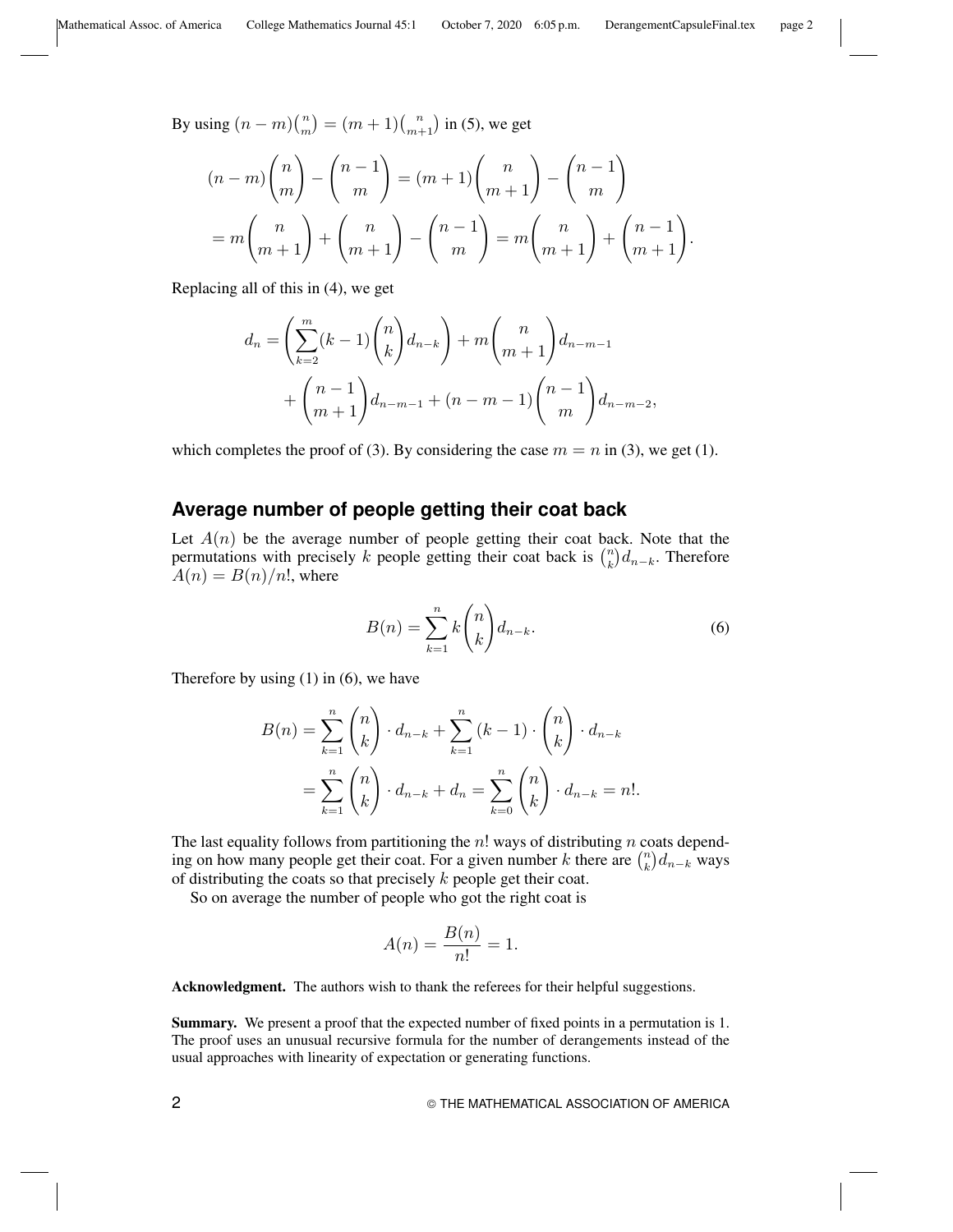By using $(n-m)\binom{n}{m} = (m+1)\binom{n}{m+1}$ in (5), we get

$$
\begin{aligned}
(n-m)\binom{n}{m} - \binom{n-1}{m} &= (m+1)\binom{n}{m+1} - \binom{n-1}{m} \\
&= m\binom{n}{m+1} + \binom{n}{m+1} - \binom{n-1}{m} = m\binom{n}{m+1} + \binom{n-1}{m+1}.
\end{aligned}
$$

Replacing all of this in (4), we get

$$
\begin{aligned}
d_n = &\left(\sum_{k=2}^{m}(k-1)\binom{n}{k}d_{n-k}\right) + m\binom{n}{m+1}d_{n-m-1} \\
&+ \binom{n-1}{m+1}d_{n-m-1} + (n-m-1)\binom{n-1}{m}d_{n-m-2},
\end{aligned}
$$

which completes the proof of (3). By considering the case $m = n$ in (3), we get (1).

## Average number of people getting their coat back

Let $A(n)$ be the average number of people getting their coat back. Note that the permutations with precisely $k$ people getting their coat back is $\binom{n}{k}d_{n-k}$. Therefore $A(n) = B(n)/n!$, where

$$
B(n) = \sum_{k=1}^{n} k\binom{n}{k}d_{n-k}. \tag{6}
$$

Therefore by using (1) in (6), we have

$$
\begin{aligned}
B(n) &= \sum_{k=1}^{n}\binom{n}{k}\cdot d_{n-k} + \sum_{k=1}^{n}(k-1)\cdot\binom{n}{k}\cdot d_{n-k} \\
&= \sum_{k=1}^{n}\binom{n}{k}\cdot d_{n-k} + d_n = \sum_{k=0}^{n}\binom{n}{k}\cdot d_{n-k} = n!.
\end{aligned}
$$

The last equality follows from partitioning the $n!$ ways of distributing $n$ coats depending on how many people get their coat. For a given number $k$ there are $\binom{n}{k}d_{n-k}$ ways of distributing the coats so that precisely $k$ people get their coat.

So on average the number of people who got the right coat is

$$
A(n) = \frac{B(n)}{n!} = 1.
$$

**Acknowledgment.** The authors wish to thank the referees for their helpful suggestions.

**Summary.** We present a proof that the expected number of fixed points in a permutation is 1. The proof uses an unusual recursive formula for the number of derangements instead of the usual approaches with linearity of expectation or generating functions.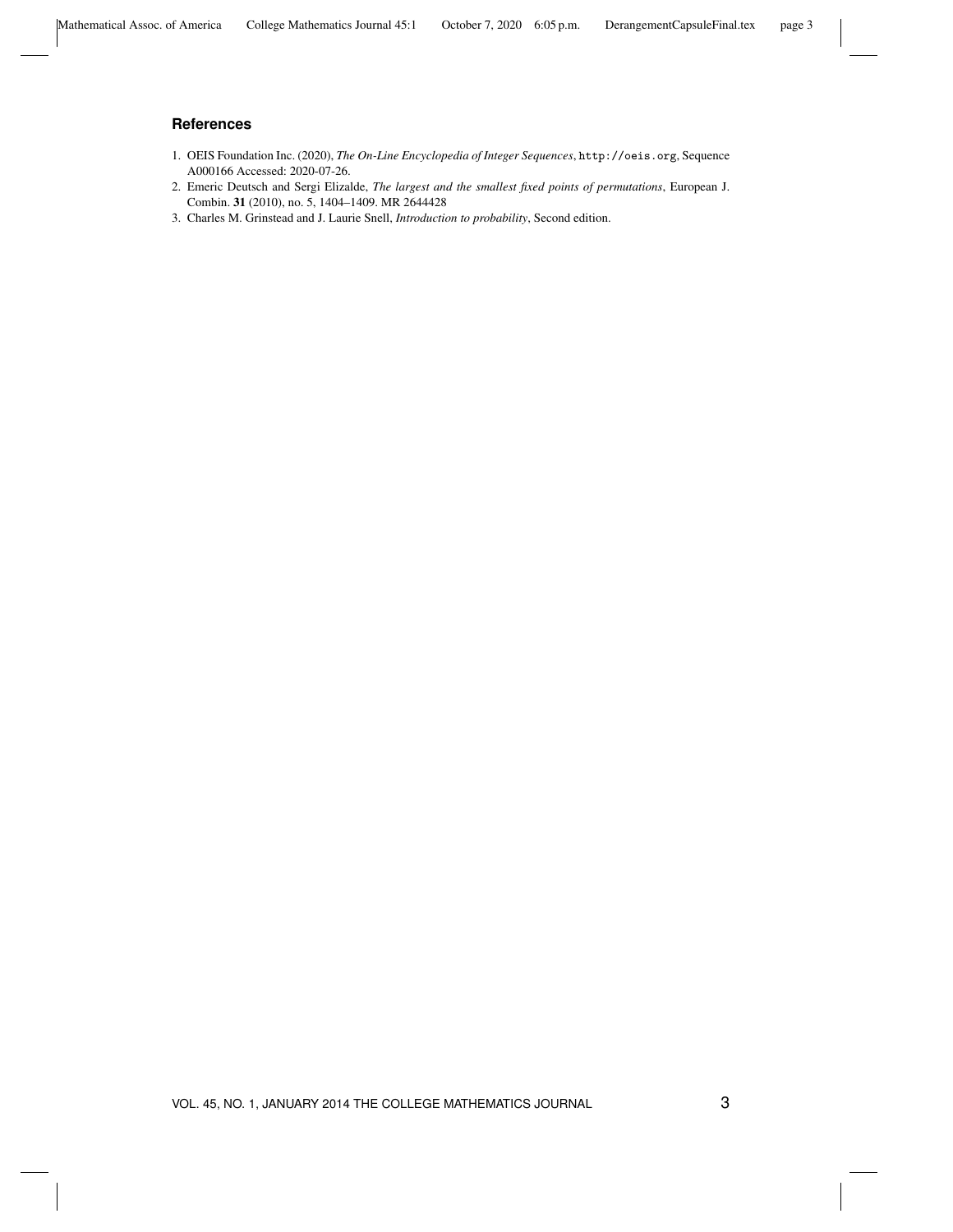## References

1. OEIS Foundation Inc. (2020), *The On-Line Encyclopedia of Integer Sequences*, `http://oeis.org`, Sequence A000166 Accessed: 2020-07-26.
2. Emeric Deutsch and Sergi Elizalde, *The largest and the smallest fixed points of permutations*, European J. Combin. **31** (2010), no. 5, 1404–1409. MR 2644428
3. Charles M. Grinstead and J. Laurie Snell, *Introduction to probability*, Second edition.